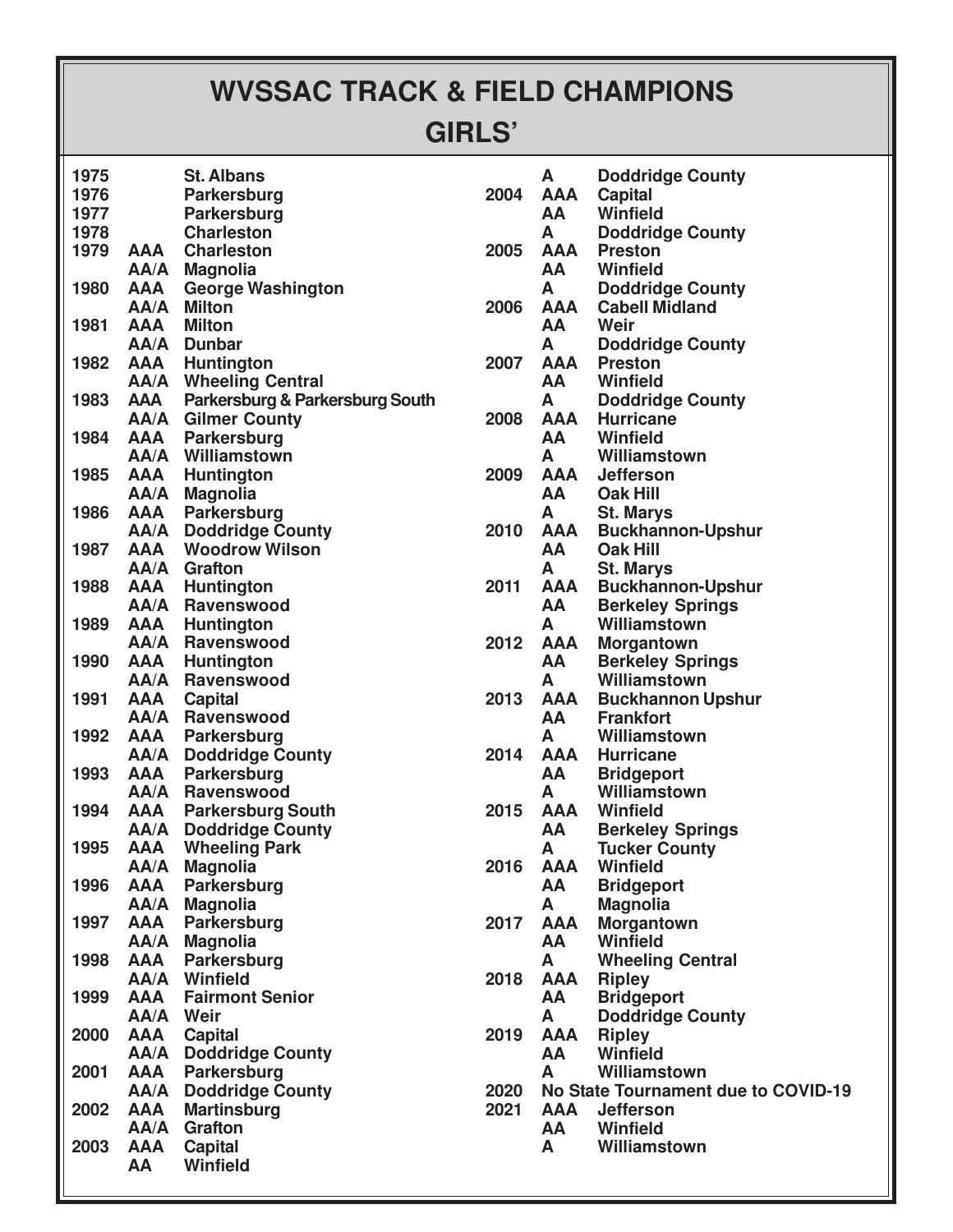# WVSSAC TRACK & FIELD CHAMPIONS

## GIRLS'

| Year | Class | Champion |
|---|---|---|
| 1975 | | St. Albans |
| 1976 | | Parkersburg |
| 1977 | | Parkersburg |
| 1978 | | Charleston |
| 1979 | AAA | Charleston |
| | AA/A | Magnolia |
| 1980 | AAA | George Washington |
| | AA/A | Milton |
| 1981 | AAA | Milton |
| | AA/A | Dunbar |
| 1982 | AAA | Huntington |
| | AA/A | Wheeling Central |
| 1983 | AAA | Parkersburg & Parkersburg South |
| | AA/A | Gilmer County |
| 1984 | AAA | Parkersburg |
| | AA/A | Williamstown |
| 1985 | AAA | Huntington |
| | AA/A | Magnolia |
| 1986 | AAA | Parkersburg |
| | AA/A | Doddridge County |
| 1987 | AAA | Woodrow Wilson |
| | AA/A | Grafton |
| 1988 | AAA | Huntington |
| | AA/A | Ravenswood |
| 1989 | AAA | Huntington |
| | AA/A | Ravenswood |
| 1990 | AAA | Huntington |
| | AA/A | Ravenswood |
| 1991 | AAA | Capital |
| | AA/A | Ravenswood |
| 1992 | AAA | Parkersburg |
| | AA/A | Doddridge County |
| 1993 | AAA | Parkersburg |
| | AA/A | Ravenswood |
| 1994 | AAA | Parkersburg South |
| | AA/A | Doddridge County |
| 1995 | AAA | Wheeling Park |
| | AA/A | Magnolia |
| 1996 | AAA | Parkersburg |
| | AA/A | Magnolia |
| 1997 | AAA | Parkersburg |
| | AA/A | Magnolia |
| 1998 | AAA | Parkersburg |
| | AA/A | Winfield |
| 1999 | AAA | Fairmont Senior |
| | AA/A | Weir |
| 2000 | AAA | Capital |
| | AA/A | Doddridge County |
| 2001 | AAA | Parkersburg |
| | AA/A | Doddridge County |
| 2002 | AAA | Martinsburg |
| | AA/A | Grafton |
| 2003 | AAA | Capital |
| | AA | Winfield |
| | A | Doddridge County |
| 2004 | AAA | Capital |
| | AA | Winfield |
| | A | Doddridge County |
| 2005 | AAA | Preston |
| | AA | Winfield |
| | A | Doddridge County |
| 2006 | AAA | Cabell Midland |
| | AA | Weir |
| | A | Doddridge County |
| 2007 | AAA | Preston |
| | AA | Winfield |
| | A | Doddridge County |
| 2008 | AAA | Hurricane |
| | AA | Winfield |
| | A | Williamstown |
| 2009 | AAA | Jefferson |
| | AA | Oak Hill |
| | A | St. Marys |
| 2010 | AAA | Buckhannon-Upshur |
| | AA | Oak Hill |
| | A | St. Marys |
| 2011 | AAA | Buckhannon-Upshur |
| | AA | Berkeley Springs |
| | A | Williamstown |
| 2012 | AAA | Morgantown |
| | AA | Berkeley Springs |
| | A | Williamstown |
| 2013 | AAA | Buckhannon Upshur |
| | AA | Frankfort |
| | A | Williamstown |
| 2014 | AAA | Hurricane |
| | AA | Bridgeport |
| | A | Williamstown |
| 2015 | AAA | Winfield |
| | AA | Berkeley Springs |
| | A | Tucker County |
| 2016 | AAA | Winfield |
| | AA | Bridgeport |
| | A | Magnolia |
| 2017 | AAA | Morgantown |
| | AA | Winfield |
| | A | Wheeling Central |
| 2018 | AAA | Ripley |
| | AA | Bridgeport |
| | A | Doddridge County |
| 2019 | AAA | Ripley |
| | AA | Winfield |
| | A | Williamstown |
| 2020 | No State Tournament due to COVID-19 | |
| 2021 | AAA | Jefferson |
| | AA | Winfield |
| | A | Williamstown |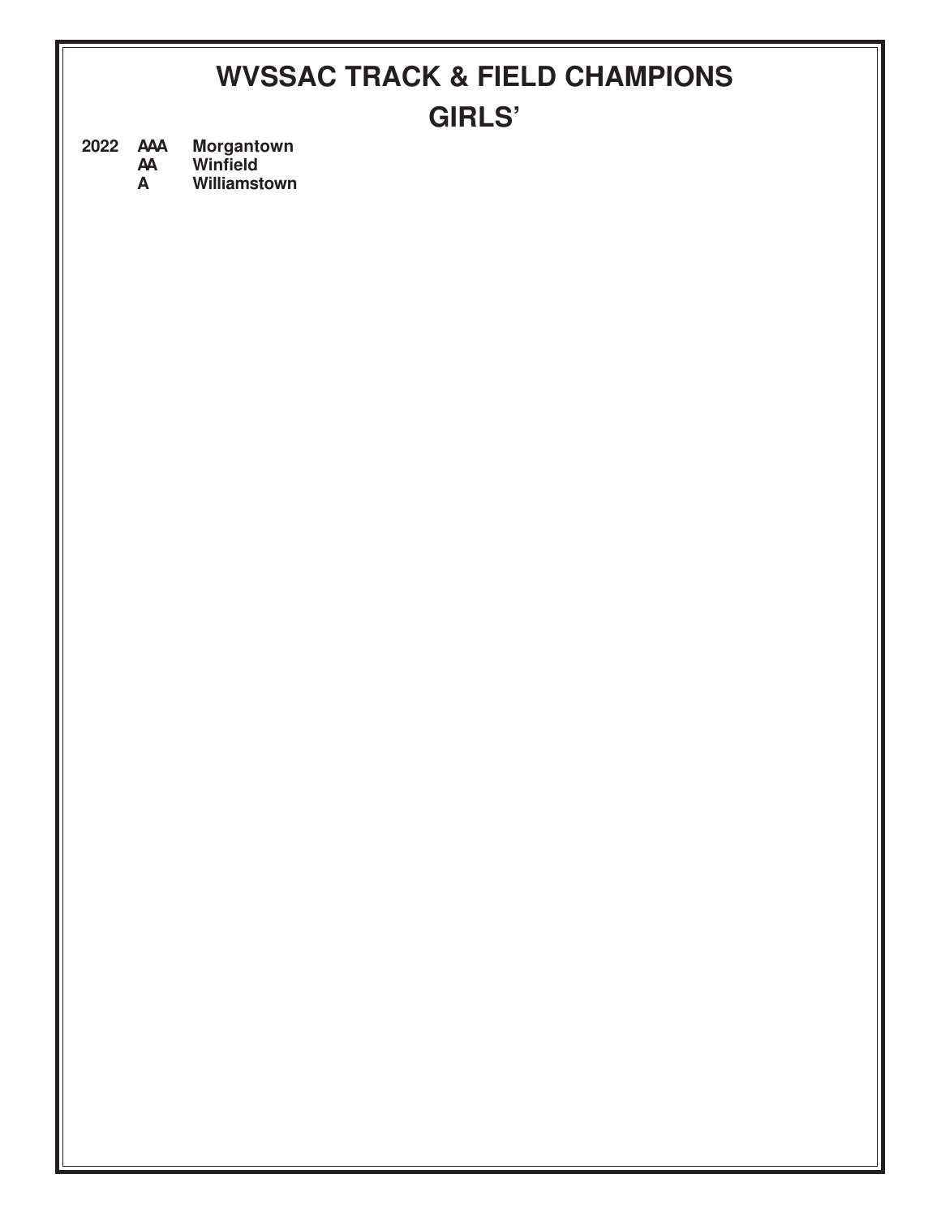# WVSSAC TRACK & FIELD CHAMPIONS

## GIRLS'

| | | |
|---|---|---|
| **2022** | **AAA** | **Morgantown** |
| | **AA** | **Winfield** |
| | **A** | **Williamstown** |